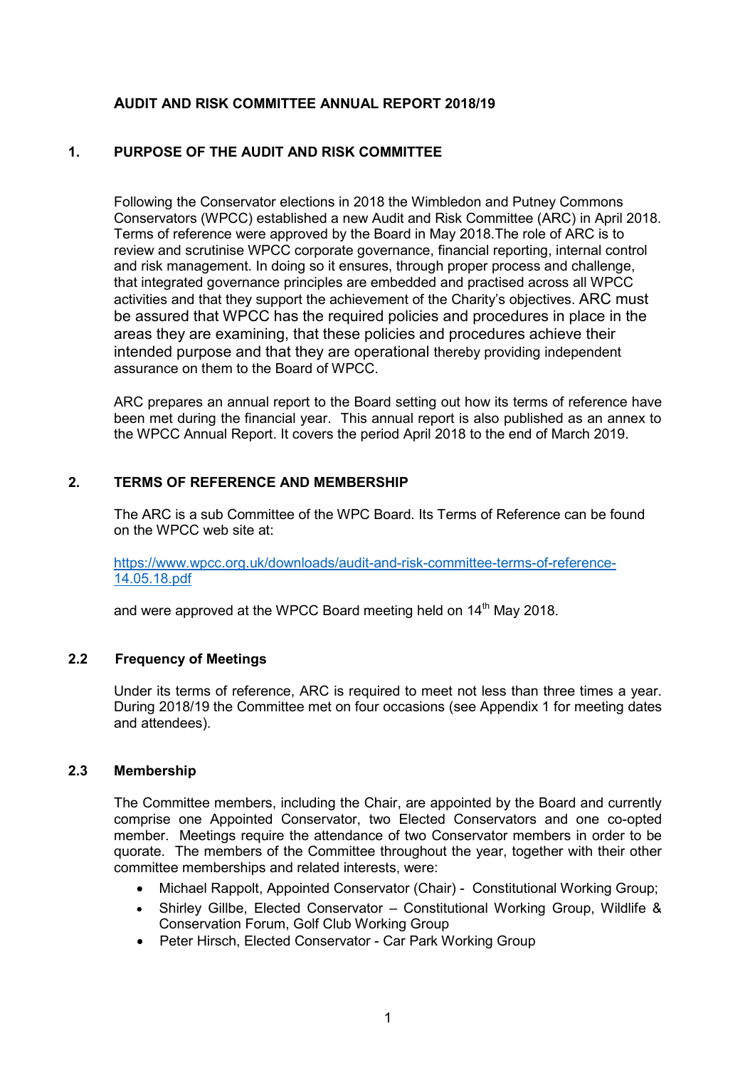# AUDIT AND RISK COMMITTEE ANNUAL REPORT 2018/19

## 1. PURPOSE OF THE AUDIT AND RISK COMMITTEE

Following the Conservator elections in 2018 the Wimbledon and Putney Commons Conservators (WPCC) established a new Audit and Risk Committee (ARC) in April 2018. Terms of reference were approved by the Board in May 2018.The role of ARC is to review and scrutinise WPCC corporate governance, financial reporting, internal control and risk management. In doing so it ensures, through proper process and challenge, that integrated governance principles are embedded and practised across all WPCC activities and that they support the achievement of the Charity's objectives. ARC must be assured that WPCC has the required policies and procedures in place in the areas they are examining, that these policies and procedures achieve their intended purpose and that they are operational thereby providing independent assurance on them to the Board of WPCC.

ARC prepares an annual report to the Board setting out how its terms of reference have been met during the financial year. This annual report is also published as an annex to the WPCC Annual Report. It covers the period April 2018 to the end of March 2019.

## 2. TERMS OF REFERENCE AND MEMBERSHIP

The ARC is a sub Committee of the WPC Board. Its Terms of Reference can be found on the WPCC web site at:

[https://www.wpcc.org.uk/downloads/audit-and-risk-committee-terms-of-reference-14.05.18.pdf](https://www.wpcc.org.uk/downloads/audit-and-risk-committee-terms-of-reference-14.05.18.pdf)

and were approved at the WPCC Board meeting held on 14th May 2018.

### 2.2 Frequency of Meetings

Under its terms of reference, ARC is required to meet not less than three times a year. During 2018/19 the Committee met on four occasions (see Appendix 1 for meeting dates and attendees).

### 2.3 Membership

The Committee members, including the Chair, are appointed by the Board and currently comprise one Appointed Conservator, two Elected Conservators and one co-opted member. Meetings require the attendance of two Conservator members in order to be quorate. The members of the Committee throughout the year, together with their other committee memberships and related interests, were:

- Michael Rappolt, Appointed Conservator (Chair) - Constitutional Working Group;
- Shirley Gillbe, Elected Conservator – Constitutional Working Group, Wildlife & Conservation Forum, Golf Club Working Group
- Peter Hirsch, Elected Conservator - Car Park Working Group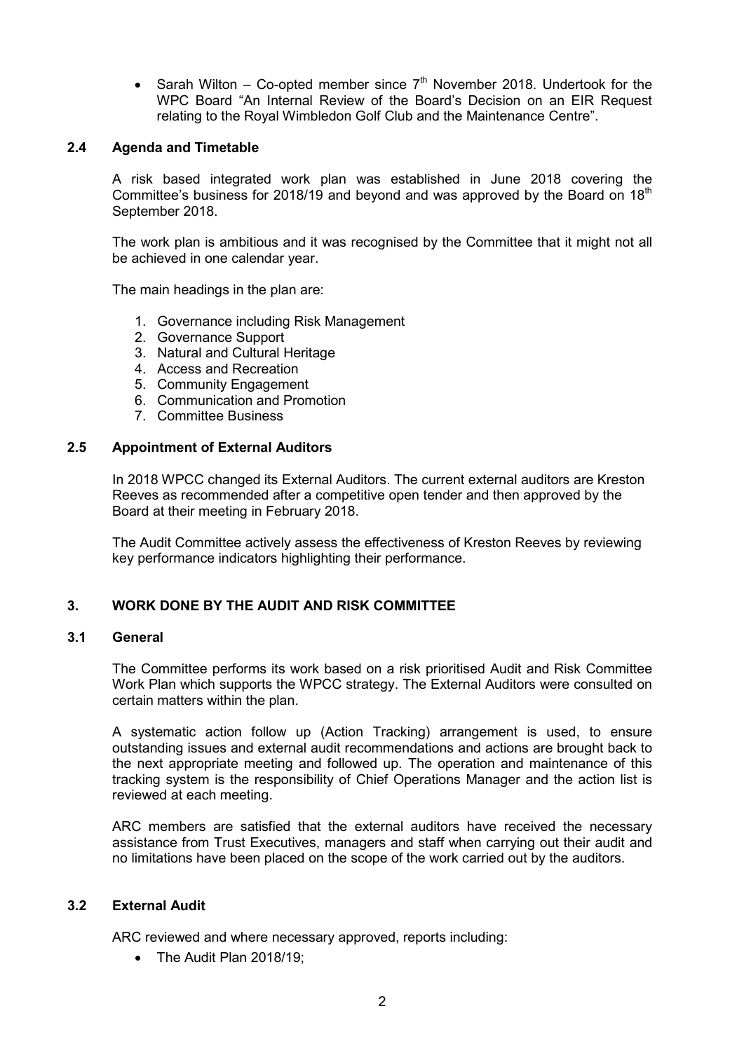- Sarah Wilton – Co-opted member since 7th November 2018. Undertook for the WPC Board "An Internal Review of the Board's Decision on an EIR Request relating to the Royal Wimbledon Golf Club and the Maintenance Centre".

### 2.4 Agenda and Timetable

A risk based integrated work plan was established in June 2018 covering the Committee's business for 2018/19 and beyond and was approved by the Board on 18th September 2018.

The work plan is ambitious and it was recognised by the Committee that it might not all be achieved in one calendar year.

The main headings in the plan are:

1. Governance including Risk Management
2. Governance Support
3. Natural and Cultural Heritage
4. Access and Recreation
5. Community Engagement
6. Communication and Promotion
7. Committee Business

### 2.5 Appointment of External Auditors

In 2018 WPCC changed its External Auditors. The current external auditors are Kreston Reeves as recommended after a competitive open tender and then approved by the Board at their meeting in February 2018.

The Audit Committee actively assess the effectiveness of Kreston Reeves by reviewing key performance indicators highlighting their performance.

## 3. WORK DONE BY THE AUDIT AND RISK COMMITTEE

### 3.1 General

The Committee performs its work based on a risk prioritised Audit and Risk Committee Work Plan which supports the WPCC strategy. The External Auditors were consulted on certain matters within the plan.

A systematic action follow up (Action Tracking) arrangement is used, to ensure outstanding issues and external audit recommendations and actions are brought back to the next appropriate meeting and followed up. The operation and maintenance of this tracking system is the responsibility of Chief Operations Manager and the action list is reviewed at each meeting.

ARC members are satisfied that the external auditors have received the necessary assistance from Trust Executives, managers and staff when carrying out their audit and no limitations have been placed on the scope of the work carried out by the auditors.

### 3.2 External Audit

ARC reviewed and where necessary approved, reports including:

- The Audit Plan 2018/19;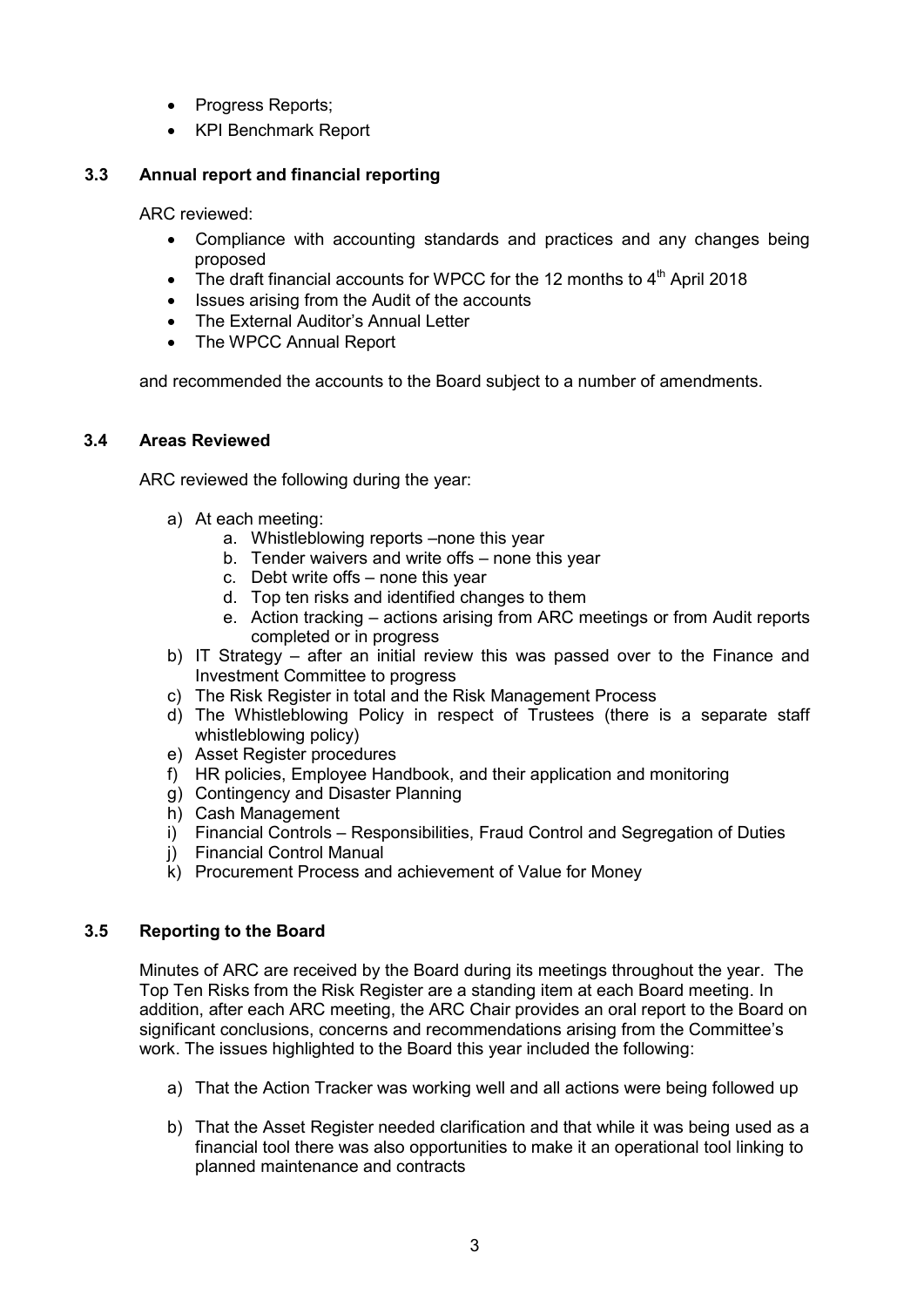- Progress Reports;
- KPI Benchmark Report

### 3.3 Annual report and financial reporting

ARC reviewed:

- Compliance with accounting standards and practices and any changes being proposed
- The draft financial accounts for WPCC for the 12 months to 4th April 2018
- Issues arising from the Audit of the accounts
- The External Auditor's Annual Letter
- The WPCC Annual Report

and recommended the accounts to the Board subject to a number of amendments.

### 3.4 Areas Reviewed

ARC reviewed the following during the year:

a) At each meeting:
   a. Whistleblowing reports –none this year
   b. Tender waivers and write offs – none this year
   c. Debt write offs – none this year
   d. Top ten risks and identified changes to them
   e. Action tracking – actions arising from ARC meetings or from Audit reports completed or in progress

b) IT Strategy – after an initial review this was passed over to the Finance and Investment Committee to progress

c) The Risk Register in total and the Risk Management Process

d) The Whistleblowing Policy in respect of Trustees (there is a separate staff whistleblowing policy)

e) Asset Register procedures

f) HR policies, Employee Handbook, and their application and monitoring

g) Contingency and Disaster Planning

h) Cash Management

i) Financial Controls – Responsibilities, Fraud Control and Segregation of Duties

j) Financial Control Manual

k) Procurement Process and achievement of Value for Money

### 3.5 Reporting to the Board

Minutes of ARC are received by the Board during its meetings throughout the year. The Top Ten Risks from the Risk Register are a standing item at each Board meeting. In addition, after each ARC meeting, the ARC Chair provides an oral report to the Board on significant conclusions, concerns and recommendations arising from the Committee's work. The issues highlighted to the Board this year included the following:

a) That the Action Tracker was working well and all actions were being followed up

b) That the Asset Register needed clarification and that while it was being used as a financial tool there was also opportunities to make it an operational tool linking to planned maintenance and contracts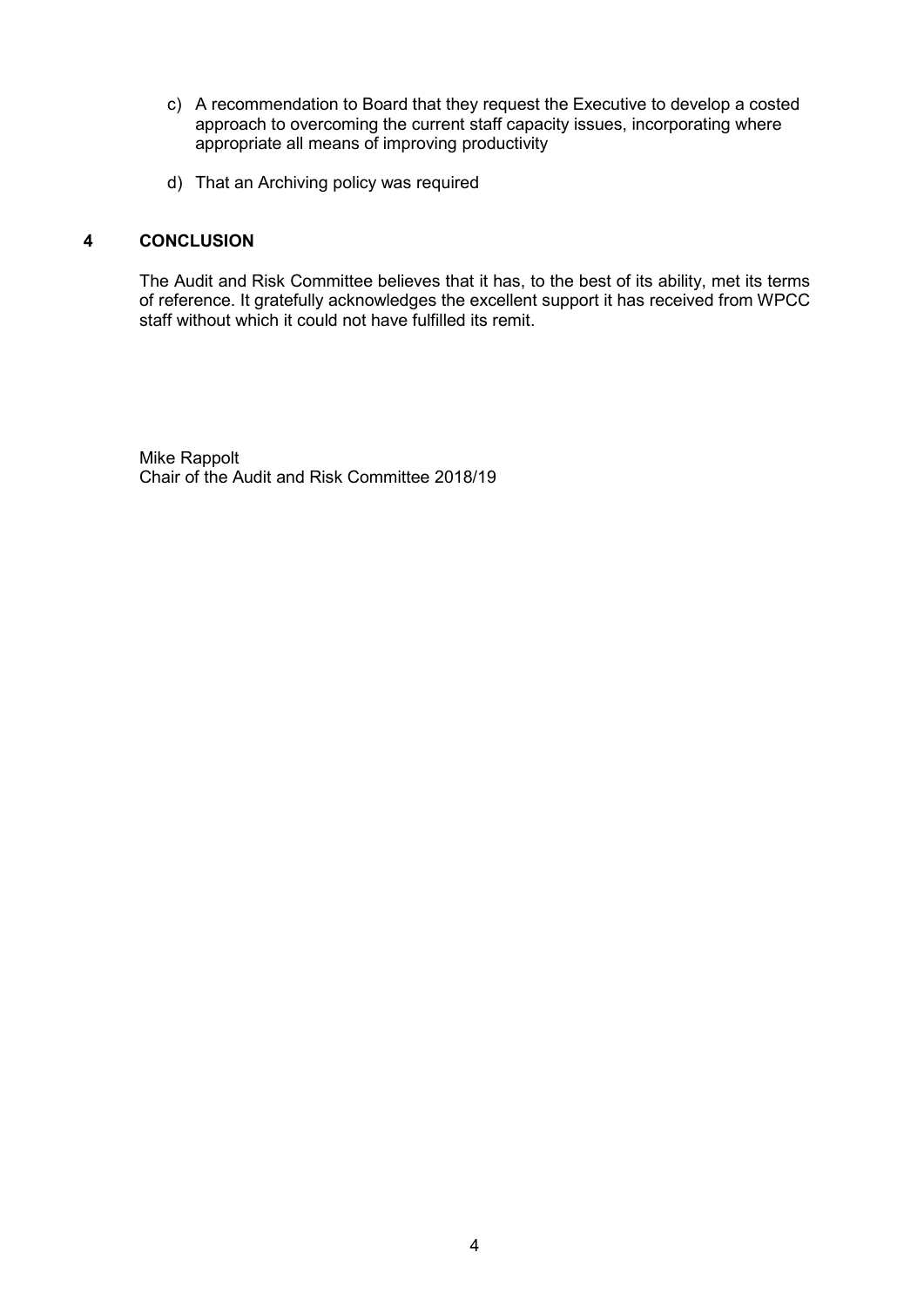c) A recommendation to Board that they request the Executive to develop a costed approach to overcoming the current staff capacity issues, incorporating where appropriate all means of improving productivity

d) That an Archiving policy was required

## 4 CONCLUSION

The Audit and Risk Committee believes that it has, to the best of its ability, met its terms of reference. It gratefully acknowledges the excellent support it has received from WPCC staff without which it could not have fulfilled its remit.

Mike Rappolt
Chair of the Audit and Risk Committee 2018/19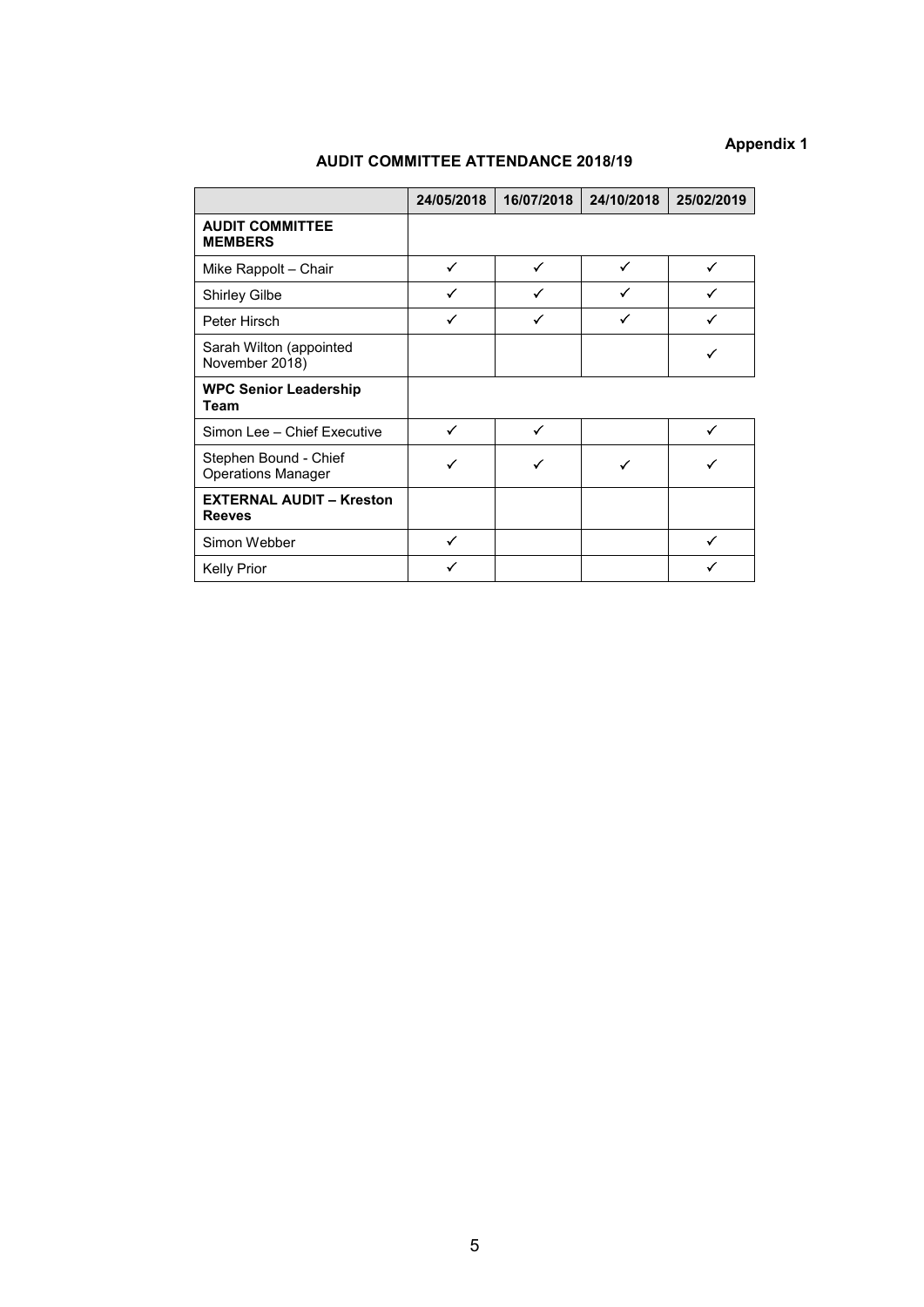**Appendix 1**

## AUDIT COMMITTEE ATTENDANCE 2018/19

| | 24/05/2018 | 16/07/2018 | 24/10/2018 | 25/02/2019 |
|---|---|---|---|---|
| **AUDIT COMMITTEE MEMBERS** | | | | |
| Mike Rappolt – Chair | ✓ | ✓ | ✓ | ✓ |
| Shirley Gilbe | ✓ | ✓ | ✓ | ✓ |
| Peter Hirsch | ✓ | ✓ | ✓ | ✓ |
| Sarah Wilton (appointed November 2018) | | | | ✓ |
| **WPC Senior Leadership Team** | | | | |
| Simon Lee – Chief Executive | ✓ | ✓ | | ✓ |
| Stephen Bound - Chief Operations Manager | ✓ | ✓ | ✓ | ✓ |
| **EXTERNAL AUDIT – Kreston Reeves** | | | | |
| Simon Webber | ✓ | | | ✓ |
| Kelly Prior | ✓ | | | ✓ |